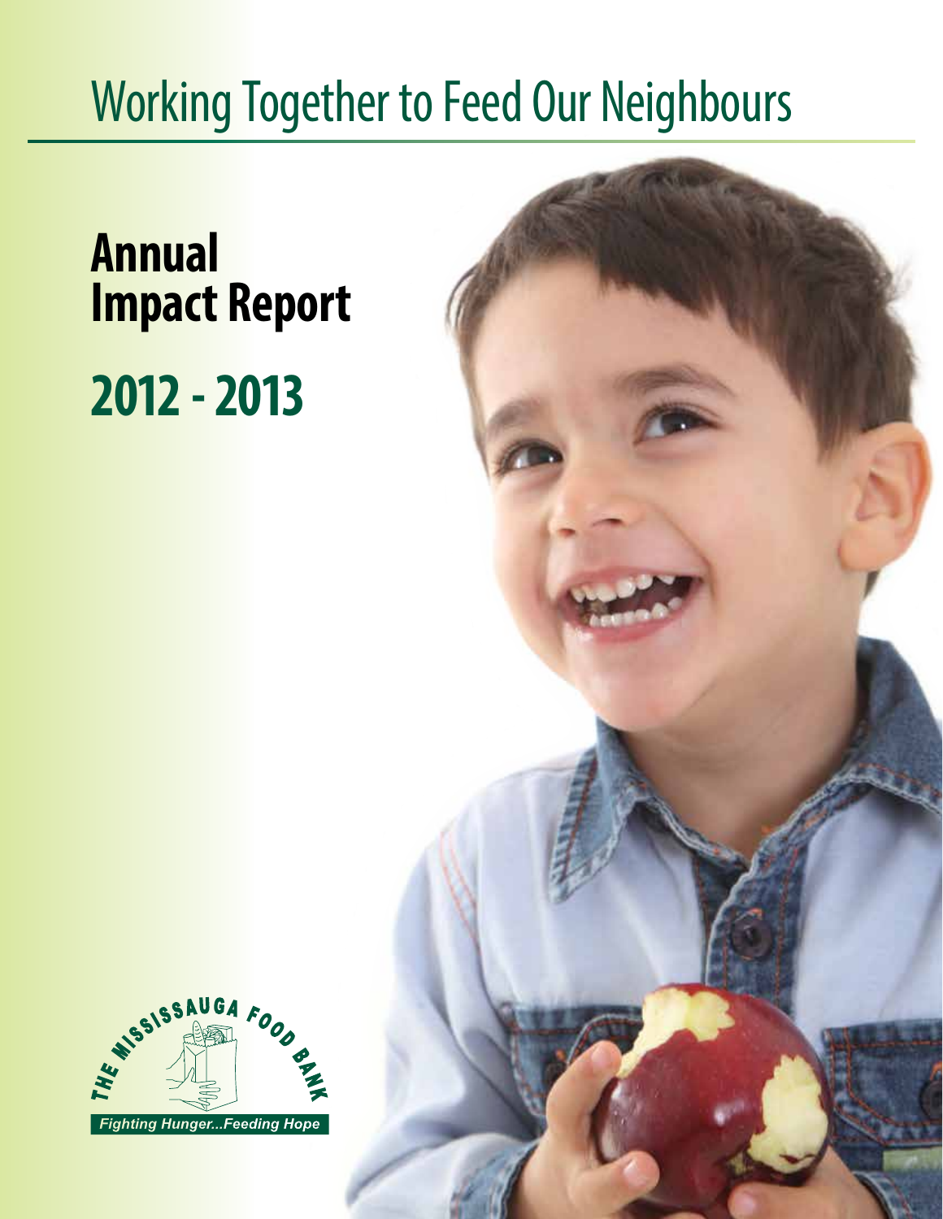# Working Together to Feed Our Neighbours

## Annual Impact Report

## 2012 - 2013

THE MISSISSAUGA FOOD BANK

*Fighting Hunger...Feeding Hope*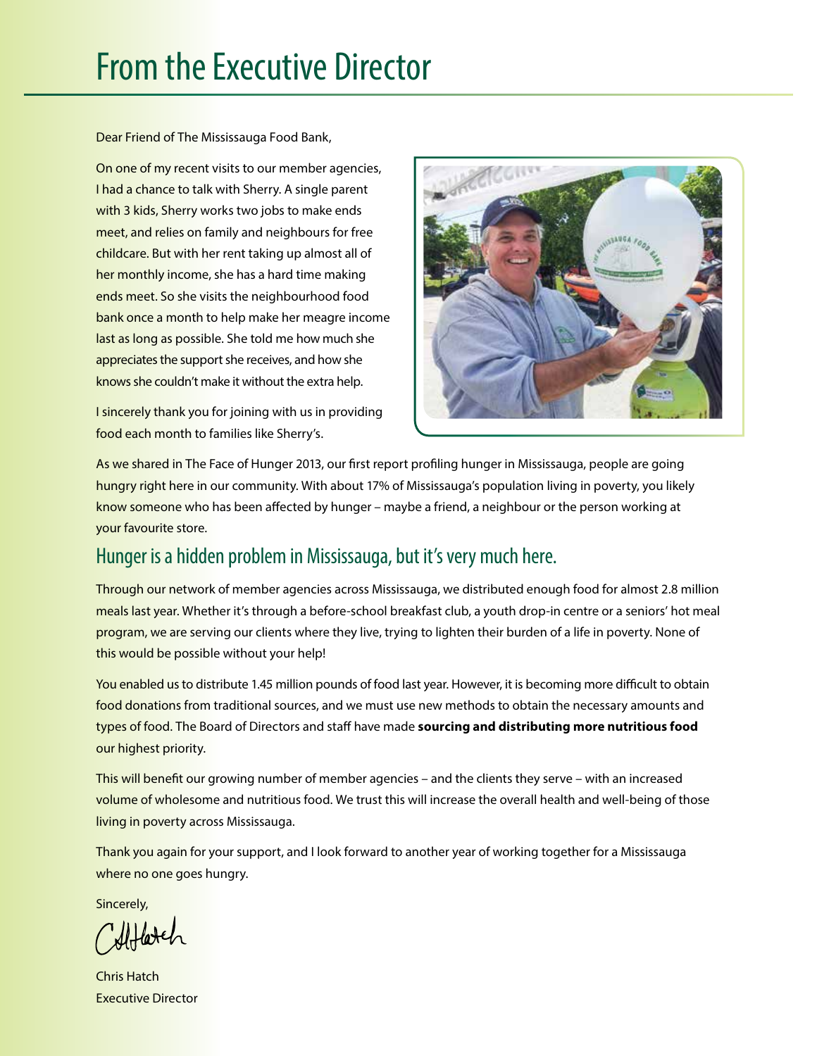# From the Executive Director

Dear Friend of The Mississauga Food Bank,

On one of my recent visits to our member agencies, I had a chance to talk with Sherry. A single parent with 3 kids, Sherry works two jobs to make ends meet, and relies on family and neighbours for free childcare. But with her rent taking up almost all of her monthly income, she has a hard time making ends meet. So she visits the neighbourhood food bank once a month to help make her meagre income last as long as possible. She told me how much she appreciates the support she receives, and how she knows she couldn't make it without the extra help.

I sincerely thank you for joining with us in providing food each month to families like Sherry's.

As we shared in The Face of Hunger 2013, our first report profiling hunger in Mississauga, people are going hungry right here in our community. With about 17% of Mississauga's population living in poverty, you likely know someone who has been affected by hunger – maybe a friend, a neighbour or the person working at your favourite store.

## Hunger is a hidden problem in Mississauga, but it's very much here.

Through our network of member agencies across Mississauga, we distributed enough food for almost 2.8 million meals last year. Whether it's through a before-school breakfast club, a youth drop-in centre or a seniors' hot meal program, we are serving our clients where they live, trying to lighten their burden of a life in poverty. None of this would be possible without your help!

You enabled us to distribute 1.45 million pounds of food last year. However, it is becoming more difficult to obtain food donations from traditional sources, and we must use new methods to obtain the necessary amounts and types of food. The Board of Directors and staff have made **sourcing and distributing more nutritious food** our highest priority.

This will benefit our growing number of member agencies – and the clients they serve – with an increased volume of wholesome and nutritious food. We trust this will increase the overall health and well-being of those living in poverty across Mississauga.

Thank you again for your support, and I look forward to another year of working together for a Mississauga where no one goes hungry.

Sincerely,

Chris Hatch
Executive Director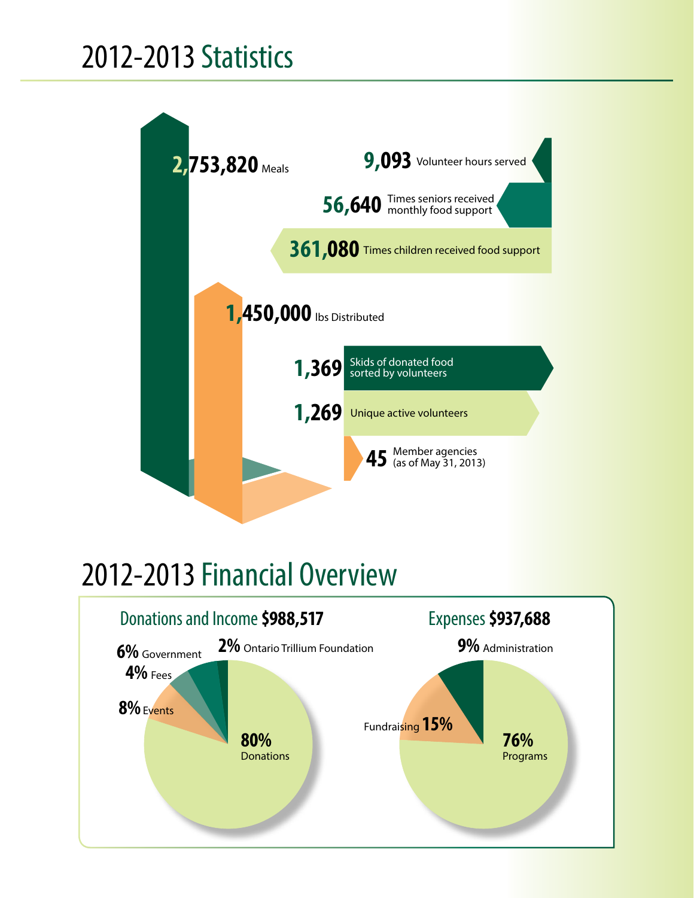# 2012-2013 Statistics

**2,753,820** Meals

**9,093** Volunteer hours served

**56,640** Times seniors received monthly food support

**361,080** Times children received food support

**1,450,000** lbs Distributed

**1,369** Skids of donated food sorted by volunteers

**1,269** Unique active volunteers

**45** Member agencies (as of May 31, 2013)

# 2012-2013 Financial Overview

## Donations and Income **$988,517**

- **80%** Donations
- **8%** Events
- **4%** Fees
- **6%** Government
- **2%** Ontario Trillium Foundation

## Expenses **$937,688**

- **76%** Programs
- Fundraising **15%**
- **9%** Administration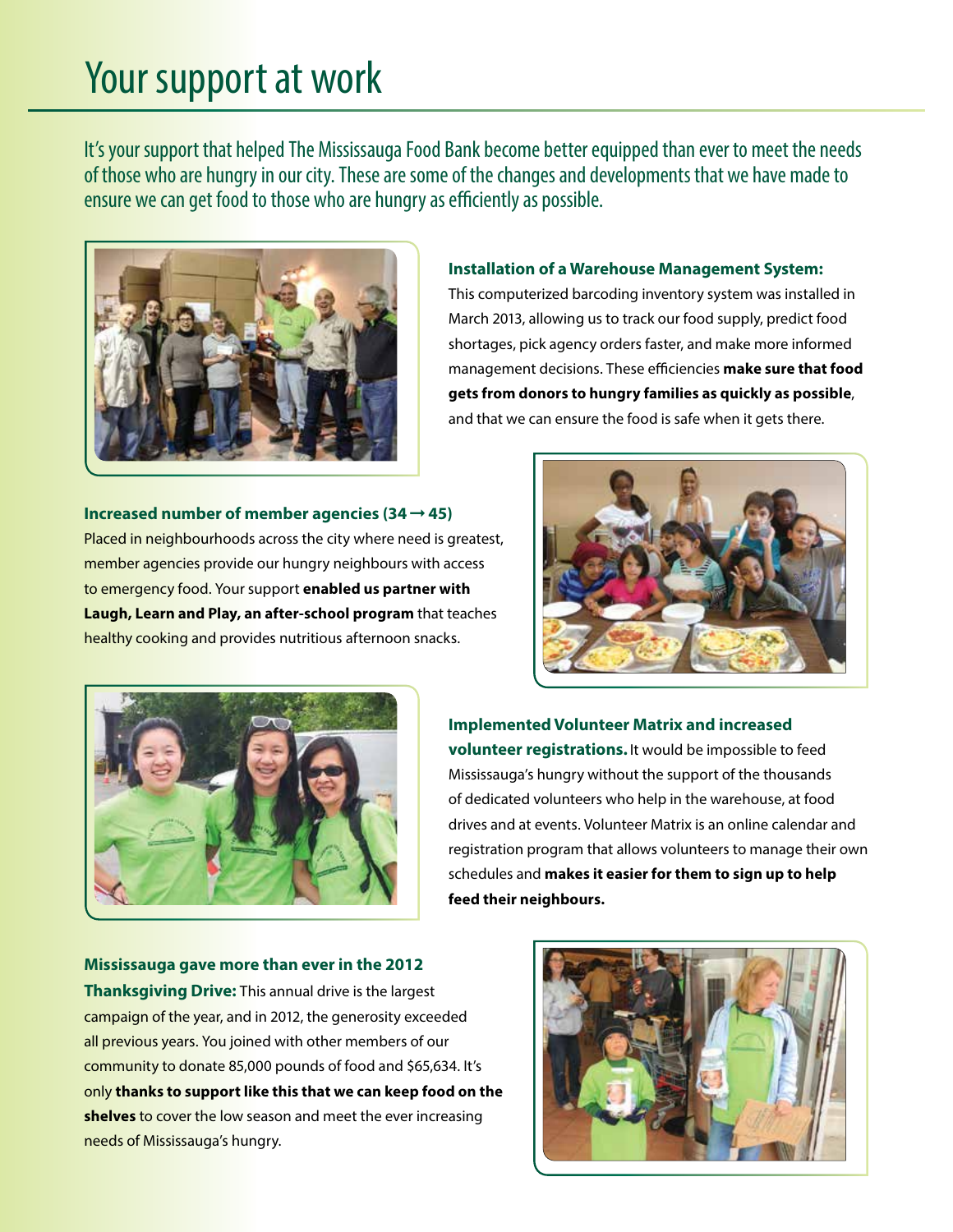# Your support at work

It's your support that helped The Mississauga Food Bank become better equipped than ever to meet the needs of those who are hungry in our city. These are some of the changes and developments that we have made to ensure we can get food to those who are hungry as efficiently as possible.

**Installation of a Warehouse Management System:**

This computerized barcoding inventory system was installed in March 2013, allowing us to track our food supply, predict food shortages, pick agency orders faster, and make more informed management decisions. These efficiencies **make sure that food gets from donors to hungry families as quickly as possible**, and that we can ensure the food is safe when it gets there.

**Increased number of member agencies (34 → 45)**

Placed in neighbourhoods across the city where need is greatest, member agencies provide our hungry neighbours with access to emergency food. Your support **enabled us partner with Laugh, Learn and Play, an after-school program** that teaches healthy cooking and provides nutritious afternoon snacks.

**Implemented Volunteer Matrix and increased volunteer registrations.** It would be impossible to feed Mississauga's hungry without the support of the thousands of dedicated volunteers who help in the warehouse, at food drives and at events. Volunteer Matrix is an online calendar and registration program that allows volunteers to manage their own schedules and **makes it easier for them to sign up to help feed their neighbours.**

**Mississauga gave more than ever in the 2012 Thanksgiving Drive:** This annual drive is the largest campaign of the year, and in 2012, the generosity exceeded all previous years. You joined with other members of our community to donate 85,000 pounds of food and $65,634. It's only **thanks to support like this that we can keep food on the shelves** to cover the low season and meet the ever increasing needs of Mississauga's hungry.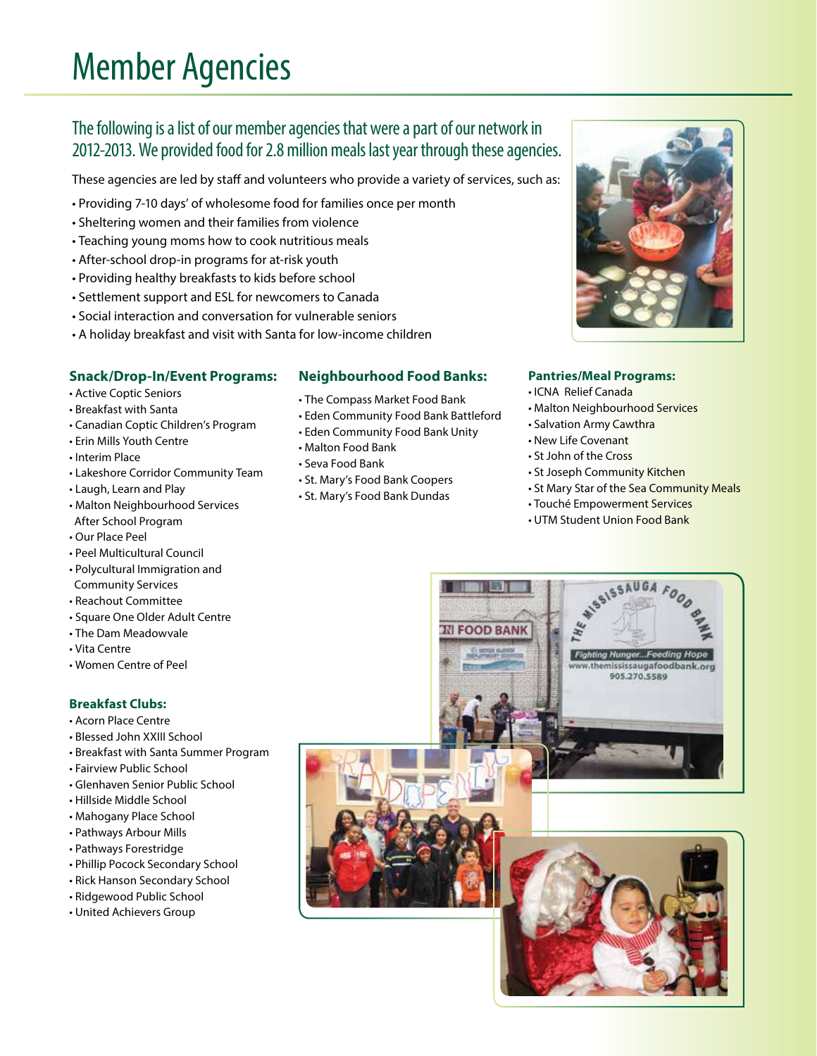# Member Agencies

## The following is a list of our member agencies that were a part of our network in 2012-2013. We provided food for 2.8 million meals last year through these agencies.

These agencies are led by staff and volunteers who provide a variety of services, such as:

- Providing 7-10 days' of wholesome food for families once per month
- Sheltering women and their families from violence
- Teaching young moms how to cook nutritious meals
- After-school drop-in programs for at-risk youth
- Providing healthy breakfasts to kids before school
- Settlement support and ESL for newcomers to Canada
- Social interaction and conversation for vulnerable seniors
- A holiday breakfast and visit with Santa for low-income children

### Snack/Drop-In/Event Programs:

- Active Coptic Seniors
- Breakfast with Santa
- Canadian Coptic Children's Program
- Erin Mills Youth Centre
- Interim Place
- Lakeshore Corridor Community Team
- Laugh, Learn and Play
- Malton Neighbourhood Services After School Program
- Our Place Peel
- Peel Multicultural Council
- Polycultural Immigration and Community Services
- Reachout Committee
- Square One Older Adult Centre
- The Dam Meadowvale
- Vita Centre
- Women Centre of Peel

### Breakfast Clubs:

- Acorn Place Centre
- Blessed John XXIII School
- Breakfast with Santa Summer Program
- Fairview Public School
- Glenhaven Senior Public School
- Hillside Middle School
- Mahogany Place School
- Pathways Arbour Mills
- Pathways Forestridge
- Phillip Pocock Secondary School
- Rick Hanson Secondary School
- Ridgewood Public School
- United Achievers Group

### Neighbourhood Food Banks:

- The Compass Market Food Bank
- Eden Community Food Bank Battleford
- Eden Community Food Bank Unity
- Malton Food Bank
- Seva Food Bank
- St. Mary's Food Bank Coopers
- St. Mary's Food Bank Dundas

### Pantries/Meal Programs:

- ICNA Relief Canada
- Malton Neighbourhood Services
- Salvation Army Cawthra
- New Life Covenant
- St John of the Cross
- St Joseph Community Kitchen
- St Mary Star of the Sea Community Meals
- Touché Empowerment Services
- UTM Student Union Food Bank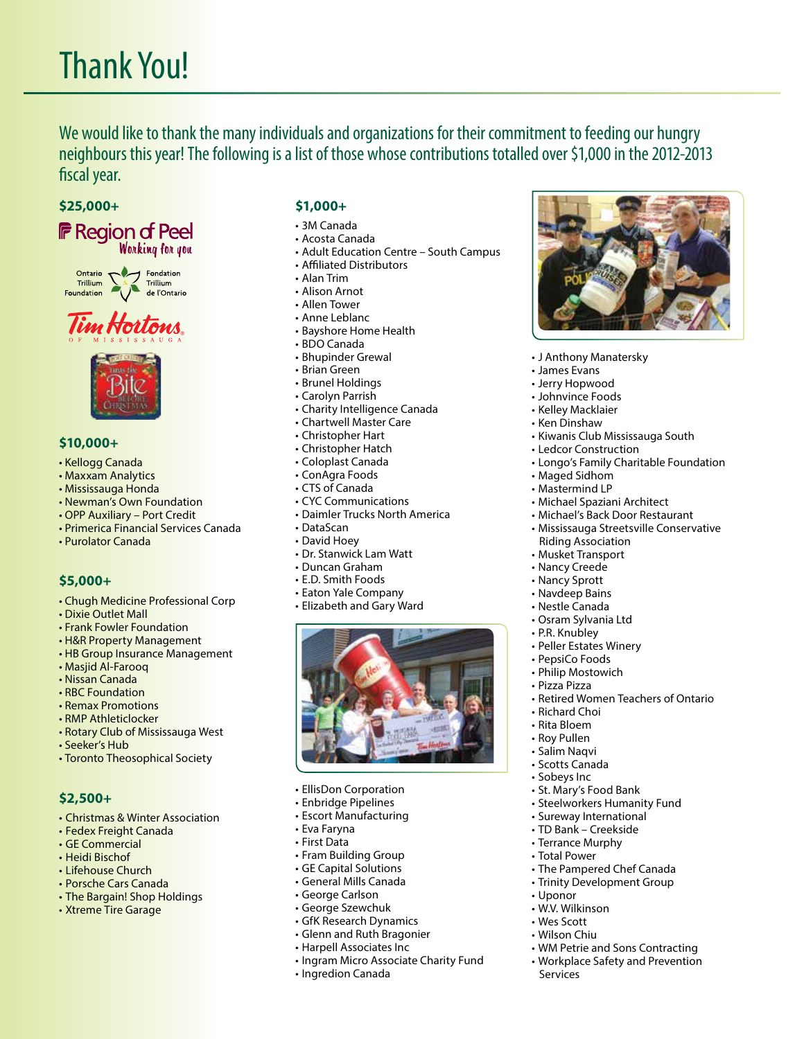# Thank You!

We would like to thank the many individuals and organizations for their commitment to feeding our hungry neighbours this year! The following is a list of those whose contributions totalled over $1,000 in the 2012-2013 fiscal year.

### $25,000+

- Region of Peel – Working for you
- Ontario Trillium Foundation / Fondation Trillium de l'Ontario
- Tim Hortons of Mississauga
- Take a Bite Before Christmas

### $10,000+

- Kellogg Canada
- Maxxam Analytics
- Mississauga Honda
- Newman's Own Foundation
- OPP Auxiliary – Port Credit
- Primerica Financial Services Canada
- Purolator Canada

### $5,000+

- Chugh Medicine Professional Corp
- Dixie Outlet Mall
- Frank Fowler Foundation
- H&R Property Management
- HB Group Insurance Management
- Masjid Al-Farooq
- Nissan Canada
- RBC Foundation
- Remax Promotions
- RMP Athleticlocker
- Rotary Club of Mississauga West
- Seeker's Hub
- Toronto Theosophical Society

### $2,500+

- Christmas & Winter Association
- Fedex Freight Canada
- GE Commercial
- Heidi Bischof
- Lifehouse Church
- Porsche Cars Canada
- The Bargain! Shop Holdings
- Xtreme Tire Garage

### $1,000+

- 3M Canada
- Acosta Canada
- Adult Education Centre – South Campus
- Affiliated Distributors
- Alan Trim
- Alison Arnot
- Allen Tower
- Anne Leblanc
- Bayshore Home Health
- BDO Canada
- Bhupinder Grewal
- Brian Green
- Brunel Holdings
- Carolyn Parrish
- Charity Intelligence Canada
- Chartwell Master Care
- Christopher Hart
- Christopher Hatch
- Coloplast Canada
- ConAgra Foods
- CTS of Canada
- CYC Communications
- Daimler Trucks North America
- DataScan
- David Hoey
- Dr. Stanwick Lam Watt
- Duncan Graham
- E.D. Smith Foods
- Eaton Yale Company
- Elizabeth and Gary Ward
- EllisDon Corporation
- Enbridge Pipelines
- Escort Manufacturing
- Eva Faryna
- First Data
- Fram Building Group
- GE Capital Solutions
- General Mills Canada
- George Carlson
- George Szewchuk
- GfK Research Dynamics
- Glenn and Ruth Bragonier
- Harpell Associates Inc
- Ingram Micro Associate Charity Fund
- Ingredion Canada
- J Anthony Manatersky
- James Evans
- Jerry Hopwood
- Johnvince Foods
- Kelley Macklaier
- Ken Dinshaw
- Kiwanis Club Mississauga South
- Ledcor Construction
- Longo's Family Charitable Foundation
- Maged Sidhom
- Mastermind LP
- Michael Spaziani Architect
- Michael's Back Door Restaurant
- Mississauga Streetsville Conservative Riding Association
- Musket Transport
- Nancy Creede
- Nancy Sprott
- Navdeep Bains
- Nestle Canada
- Osram Sylvania Ltd
- P.R. Knubley
- Peller Estates Winery
- PepsiCo Foods
- Philip Mostowich
- Pizza Pizza
- Retired Women Teachers of Ontario
- Richard Choi
- Rita Bloem
- Roy Pullen
- Salim Naqvi
- Scotts Canada
- Sobeys Inc
- St. Mary's Food Bank
- Steelworkers Humanity Fund
- Sureway International
- TD Bank – Creekside
- Terrance Murphy
- Total Power
- The Pampered Chef Canada
- Trinity Development Group
- Uponor
- W.V. Wilkinson
- Wes Scott
- Wilson Chiu
- WM Petrie and Sons Contracting
- Workplace Safety and Prevention Services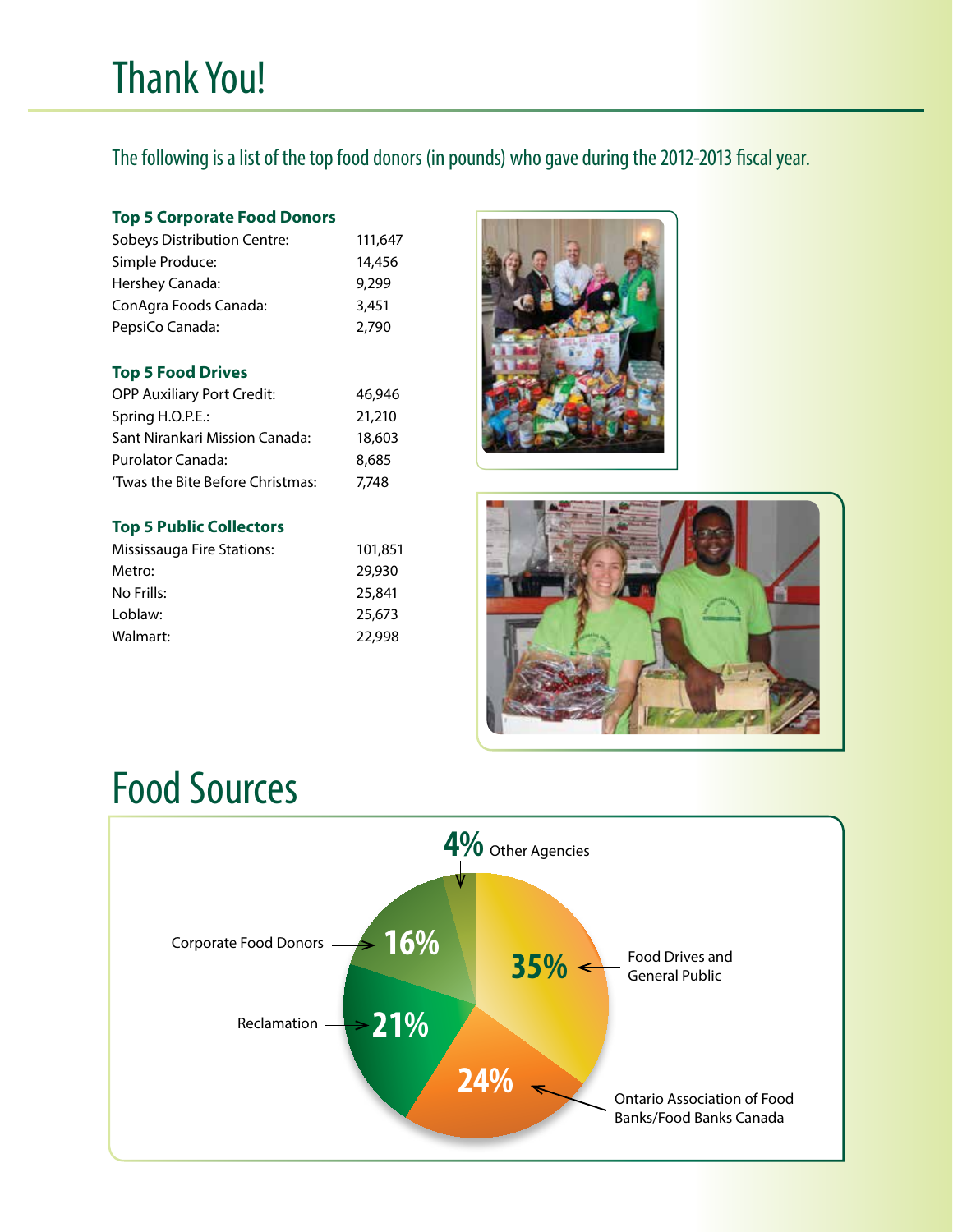# Thank You!

The following is a list of the top food donors (in pounds) who gave during the 2012-2013 fiscal year.

### Top 5 Corporate Food Donors

| | |
|---|---|
| Sobeys Distribution Centre: | 111,647 |
| Simple Produce: | 14,456 |
| Hershey Canada: | 9,299 |
| ConAgra Foods Canada: | 3,451 |
| PepsiCo Canada: | 2,790 |

### Top 5 Food Drives

| | |
|---|---|
| OPP Auxiliary Port Credit: | 46,946 |
| Spring H.O.P.E.: | 21,210 |
| Sant Nirankari Mission Canada: | 18,603 |
| Purolator Canada: | 8,685 |
| 'Twas the Bite Before Christmas: | 7,748 |

### Top 5 Public Collectors

| | |
|---|---|
| Mississauga Fire Stations: | 101,851 |
| Metro: | 29,930 |
| No Frills: | 25,841 |
| Loblaw: | 25,673 |
| Walmart: | 22,998 |

# Food Sources

| Source | Percentage |
|---|---|
| Food Drives and General Public | 35% |
| Ontario Association of Food Banks/Food Banks Canada | 24% |
| Reclamation | 21% |
| Corporate Food Donors | 16% |
| Other Agencies | 4% |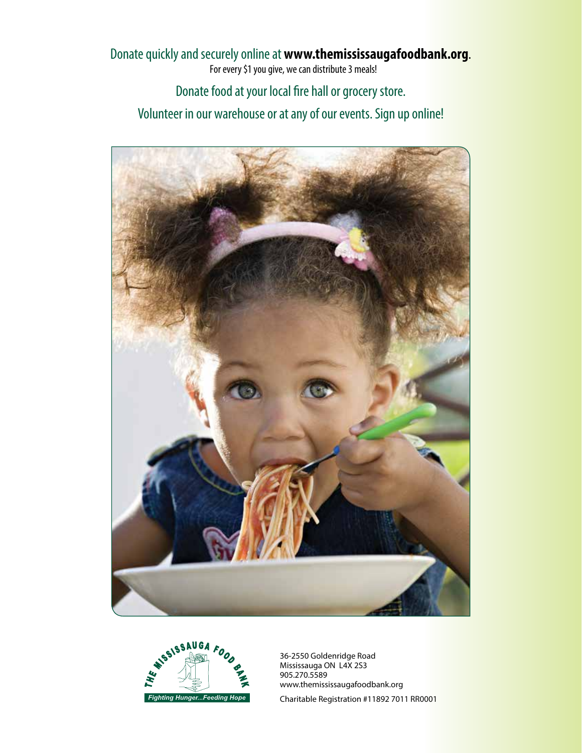Donate quickly and securely online at **www.themississaugafoodbank.org**.

For every $1 you give, we can distribute 3 meals!

Donate food at your local fire hall or grocery store.

Volunteer in our warehouse or at any of our events. Sign up online!

THE MISSISSAUGA FOOD BANK

*Fighting Hunger...Feeding Hope*

36-2550 Goldenridge Road
Mississauga ON  L4X 2S3
905.270.5589
www.themississaugafoodbank.org

Charitable Registration #11892 7011 RR0001